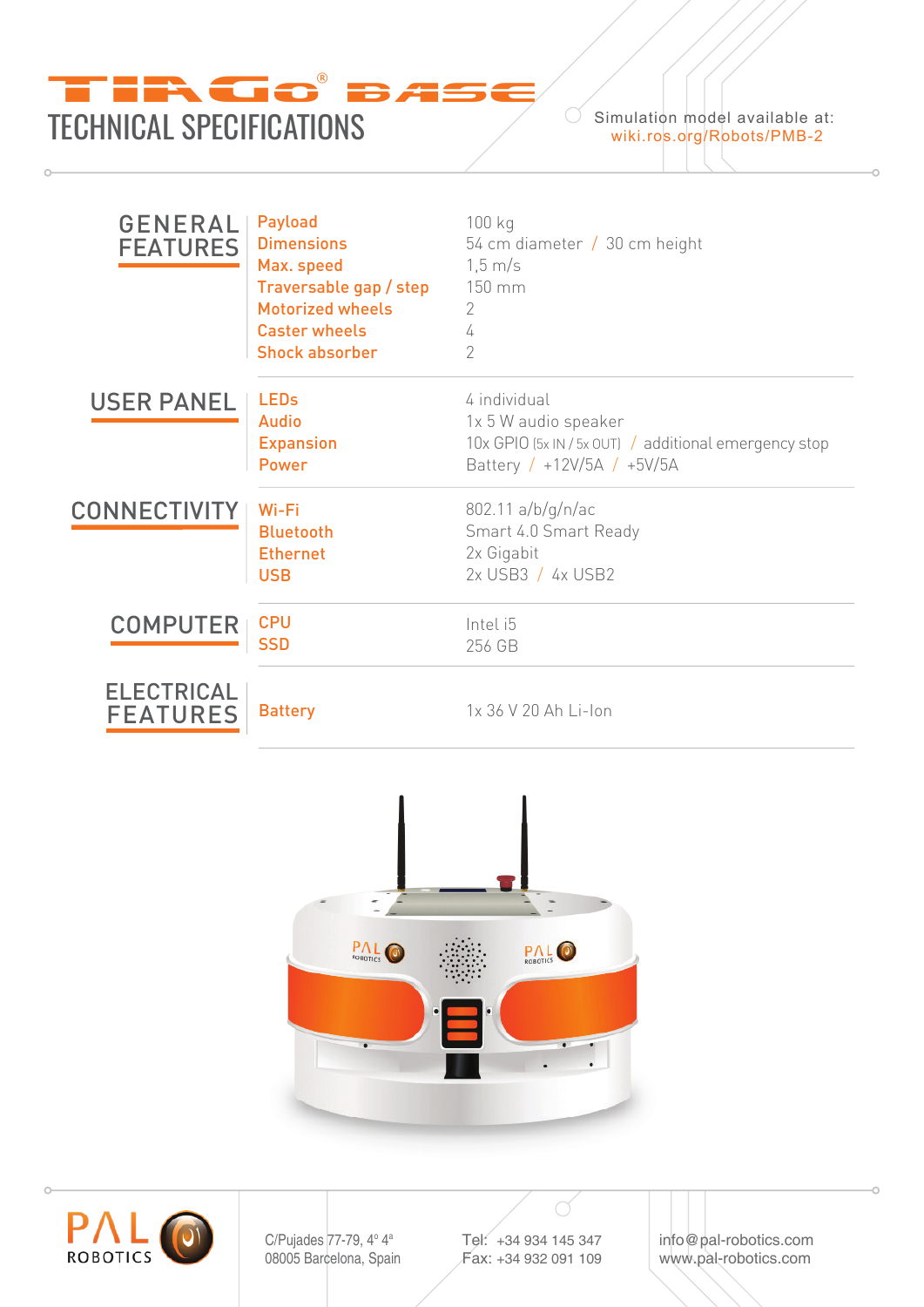# TIAGo® BASE

## TECHNICAL SPECIFICATIONS

Simulation model available at:
wiki.ros.org/Robots/PMB-2

## GENERAL FEATURES

| | |
|---|---|
| Payload | 100 kg |
| Dimensions | 54 cm diameter / 30 cm height |
| Max. speed | 1,5 m/s |
| Traversable gap / step | 150 mm |
| Motorized wheels | 2 |
| Caster wheels | 4 |
| Shock absorber | 2 |

## USER PANEL

| | |
|---|---|
| LEDs | 4 individual |
| Audio | 1x 5 W audio speaker |
| Expansion | 10x GPIO (5x IN / 5x OUT) / additional emergency stop |
| Power | Battery / +12V/5A / +5V/5A |

## CONNECTIVITY

| | |
|---|---|
| Wi-Fi | 802.11 a/b/g/n/ac |
| Bluetooth | Smart 4.0 Smart Ready |
| Ethernet | 2x Gigabit |
| USB | 2x USB3 / 4x USB2 |

## COMPUTER

| | |
|---|---|
| CPU | Intel i5 |
| SSD | 256 GB |

## ELECTRICAL FEATURES

| | |
|---|---|
| Battery | 1x 36 V 20 Ah Li-Ion |

PAL ROBOTICS

C/Pujades 77-79, 4º 4ª
08005 Barcelona, Spain

Tel: +34 934 145 347
Fax: +34 932 091 109

info@pal-robotics.com
www.pal-robotics.com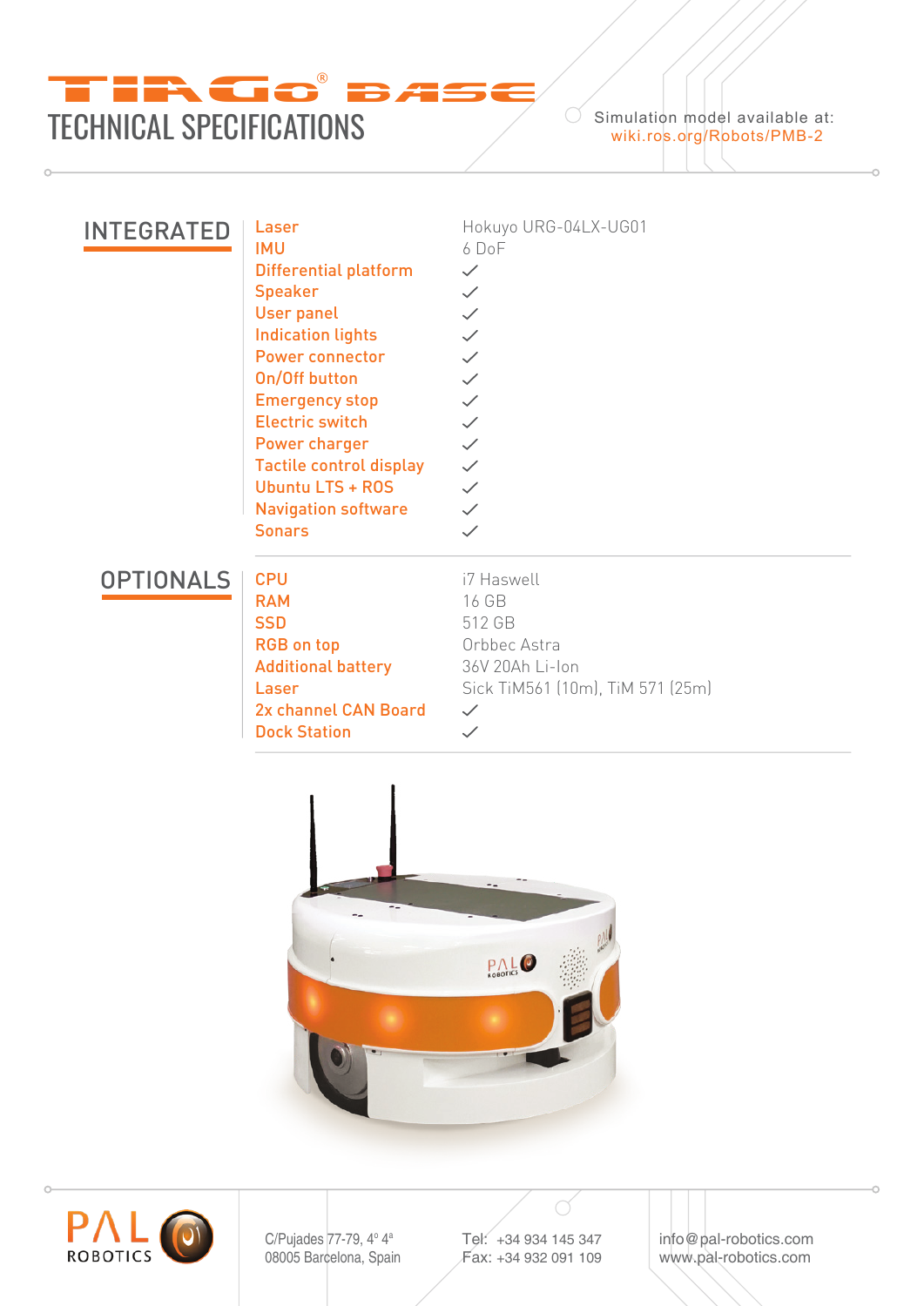# TIAGo® BASE

## TECHNICAL SPECIFICATIONS

Simulation model available at: wiki.ros.org/Robots/PMB-2

## INTEGRATED

| | |
|---|---|
| Laser | Hokuyo URG-04LX-UG01 |
| IMU | 6 DoF |
| Differential platform | ✓ |
| Speaker | ✓ |
| User panel | ✓ |
| Indication lights | ✓ |
| Power connector | ✓ |
| On/Off button | ✓ |
| Emergency stop | ✓ |
| Electric switch | ✓ |
| Power charger | ✓ |
| Tactile control display | ✓ |
| Ubuntu LTS + ROS | ✓ |
| Navigation software | ✓ |
| Sonars | ✓ |

## OPTIONALS

| | |
|---|---|
| CPU | i7 Haswell |
| RAM | 16 GB |
| SSD | 512 GB |
| RGB on top | Orbbec Astra |
| Additional battery | 36V 20Ah Li-Ion |
| Laser | Sick TiM561 (10m), TiM 571 (25m) |
| 2x channel CAN Board | ✓ |
| Dock Station | ✓ |

PAL ROBOTICS

C/Pujades 77-79, 4º 4ª
08005 Barcelona, Spain

Tel: +34 934 145 347
Fax: +34 932 091 109

info@pal-robotics.com
www.pal-robotics.com